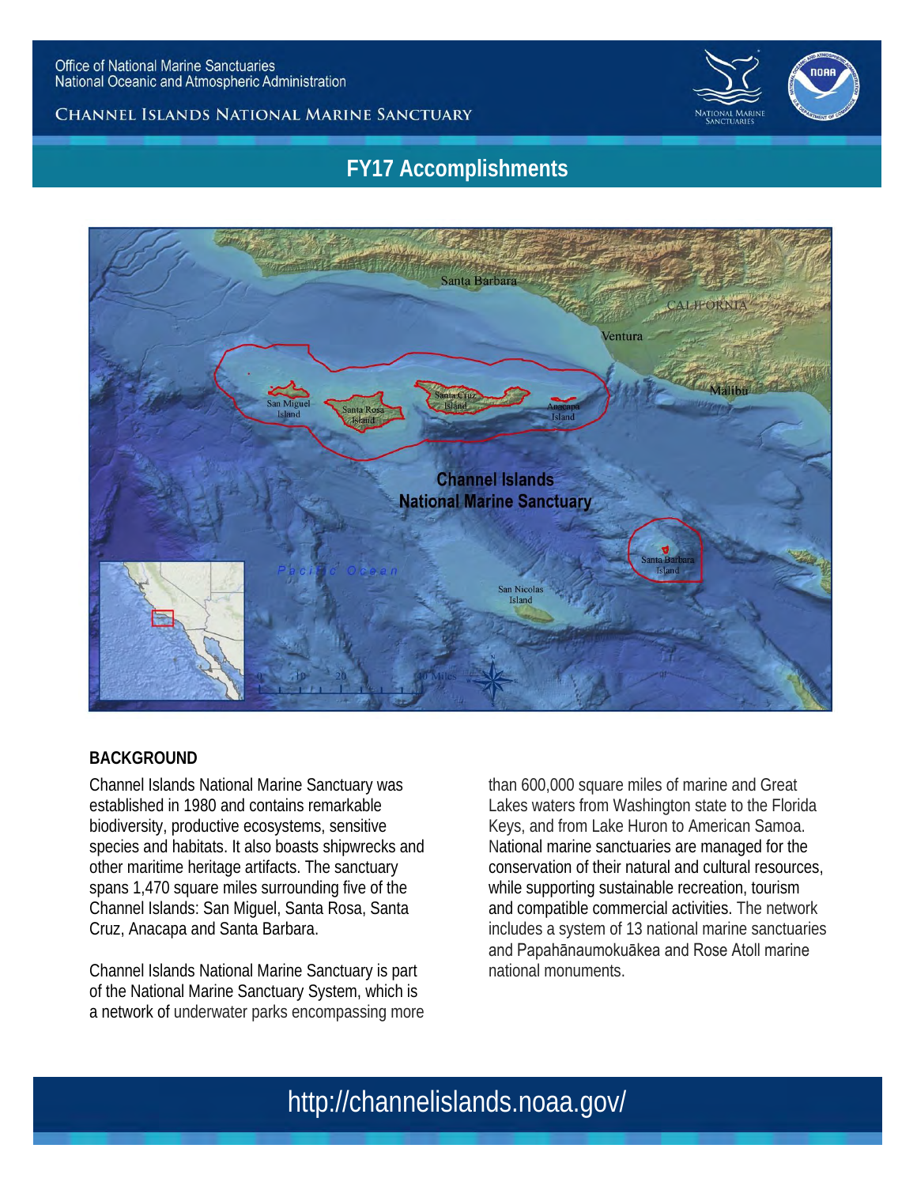Office of National Marine Sanctuaries
National Oceanic and Atmospheric Administration

CHANNEL ISLANDS NATIONAL MARINE SANCTUARY

# FY17 Accomplishments

Santa Barbara
CALIFORNIA
Ventura
Malibu
San Miguel Island
Santa Rosa Island
Santa Cruz Island
Anacapa Island
Channel Islands National Marine Sanctuary
Pacific Ocean
Santa Barbara Island
San Nicolas Island
0 10 20 30 Miles

## BACKGROUND

Channel Islands National Marine Sanctuary was established in 1980 and contains remarkable biodiversity, productive ecosystems, sensitive species and habitats. It also boasts shipwrecks and other maritime heritage artifacts. The sanctuary spans 1,470 square miles surrounding five of the Channel Islands: San Miguel, Santa Rosa, Santa Cruz, Anacapa and Santa Barbara.

Channel Islands National Marine Sanctuary is part of the National Marine Sanctuary System, which is a network of underwater parks encompassing more than 600,000 square miles of marine and Great Lakes waters from Washington state to the Florida Keys, and from Lake Huron to American Samoa. National marine sanctuaries are managed for the conservation of their natural and cultural resources, while supporting sustainable recreation, tourism and compatible commercial activities. The network includes a system of 13 national marine sanctuaries and Papahānaumokuākea and Rose Atoll marine national monuments.

http://channelislands.noaa.gov/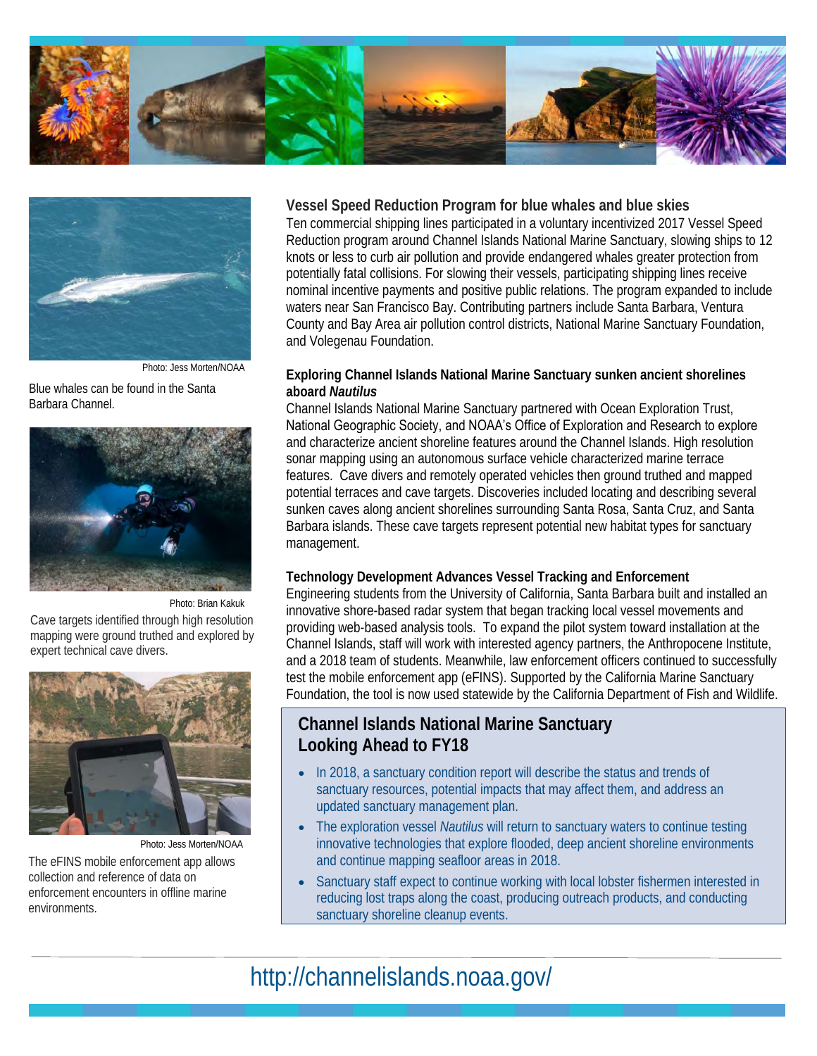Photo: Jess Morten/NOAA

Blue whales can be found in the Santa Barbara Channel.

Photo: Brian Kakuk

Cave targets identified through high resolution mapping were ground truthed and explored by expert technical cave divers.

Photo: Jess Morten/NOAA

The eFINS mobile enforcement app allows collection and reference of data on enforcement encounters in offline marine environments.

### Vessel Speed Reduction Program for blue whales and blue skies

Ten commercial shipping lines participated in a voluntary incentivized 2017 Vessel Speed Reduction program around Channel Islands National Marine Sanctuary, slowing ships to 12 knots or less to curb air pollution and provide endangered whales greater protection from potentially fatal collisions. For slowing their vessels, participating shipping lines receive nominal incentive payments and positive public relations. The program expanded to include waters near San Francisco Bay. Contributing partners include Santa Barbara, Ventura County and Bay Area air pollution control districts, National Marine Sanctuary Foundation, and Volegenau Foundation.

### Exploring Channel Islands National Marine Sanctuary sunken ancient shorelines aboard *Nautilus*

Channel Islands National Marine Sanctuary partnered with Ocean Exploration Trust, National Geographic Society, and NOAA's Office of Exploration and Research to explore and characterize ancient shoreline features around the Channel Islands. High resolution sonar mapping using an autonomous surface vehicle characterized marine terrace features. Cave divers and remotely operated vehicles then ground truthed and mapped potential terraces and cave targets. Discoveries included locating and describing several sunken caves along ancient shorelines surrounding Santa Rosa, Santa Cruz, and Santa Barbara islands. These cave targets represent potential new habitat types for sanctuary management.

### Technology Development Advances Vessel Tracking and Enforcement

Engineering students from the University of California, Santa Barbara built and installed an innovative shore-based radar system that began tracking local vessel movements and providing web-based analysis tools. To expand the pilot system toward installation at the Channel Islands, staff will work with interested agency partners, the Anthropocene Institute, and a 2018 team of students. Meanwhile, law enforcement officers continued to successfully test the mobile enforcement app (eFINS). Supported by the California Marine Sanctuary Foundation, the tool is now used statewide by the California Department of Fish and Wildlife.

## Channel Islands National Marine Sanctuary Looking Ahead to FY18

- In 2018, a sanctuary condition report will describe the status and trends of sanctuary resources, potential impacts that may affect them, and address an updated sanctuary management plan.
- The exploration vessel *Nautilus* will return to sanctuary waters to continue testing innovative technologies that explore flooded, deep ancient shoreline environments and continue mapping seafloor areas in 2018.
- Sanctuary staff expect to continue working with local lobster fishermen interested in reducing lost traps along the coast, producing outreach products, and conducting sanctuary shoreline cleanup events.

http://channelislands.noaa.gov/